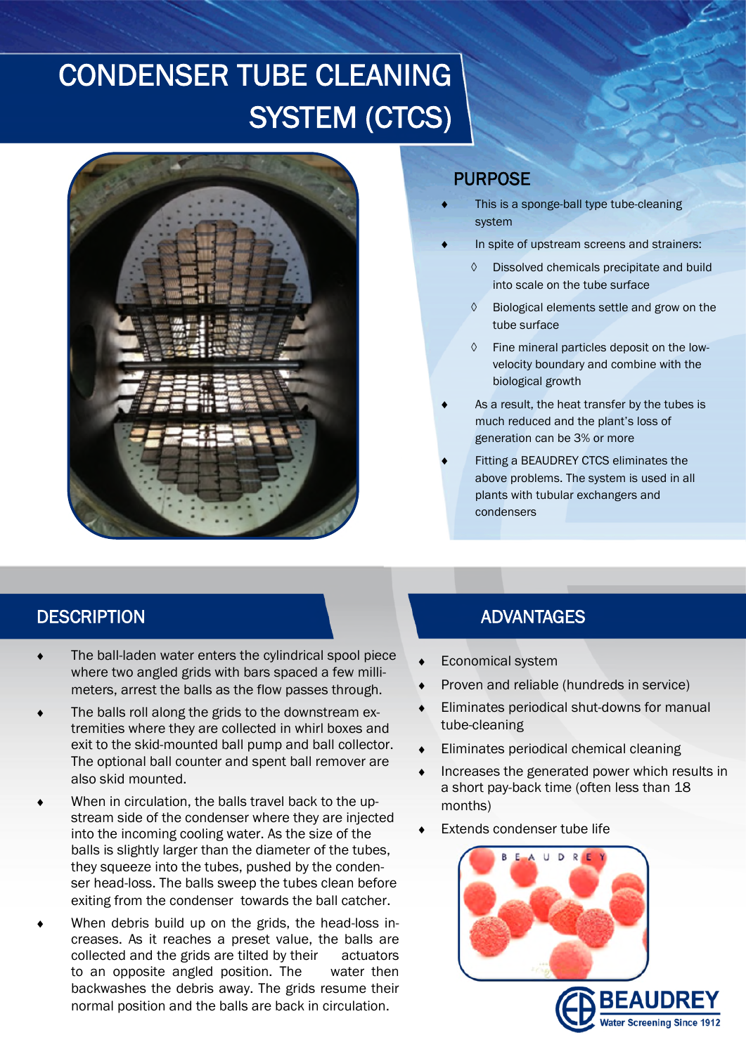# CONDENSER TUBE CLEANING SYSTEM (CTCS)

## PURPOSE

- This is a sponge-ball type tube-cleaning system
- In spite of upstream screens and strainers:
  - Dissolved chemicals precipitate and build into scale on the tube surface
  - Biological elements settle and grow on the tube surface
  - Fine mineral particles deposit on the low-velocity boundary and combine with the biological growth
- As a result, the heat transfer by the tubes is much reduced and the plant's loss of generation can be 3% or more
- Fitting a BEAUDREY CTCS eliminates the above problems. The system is used in all plants with tubular exchangers and condensers

## DESCRIPTION

- The ball-laden water enters the cylindrical spool piece where two angled grids with bars spaced a few millimeters, arrest the balls as the flow passes through.
- The balls roll along the grids to the downstream extremities where they are collected in whirl boxes and exit to the skid-mounted ball pump and ball collector. The optional ball counter and spent ball remover are also skid mounted.
- When in circulation, the balls travel back to the upstream side of the condenser where they are injected into the incoming cooling water. As the size of the balls is slightly larger than the diameter of the tubes, they squeeze into the tubes, pushed by the condenser head-loss. The balls sweep the tubes clean before exiting from the condenser towards the ball catcher.
- When debris build up on the grids, the head-loss increases. As it reaches a preset value, the balls are collected and the grids are tilted by their actuators to an opposite angled position. The water then backwashes the debris away. The grids resume their normal position and the balls are back in circulation.

## ADVANTAGES

- Economical system
- Proven and reliable (hundreds in service)
- Eliminates periodical shut-downs for manual tube-cleaning
- Eliminates periodical chemical cleaning
- Increases the generated power which results in a short pay-back time (often less than 18 months)
- Extends condenser tube life

BEAUDREY
Water Screening Since 1912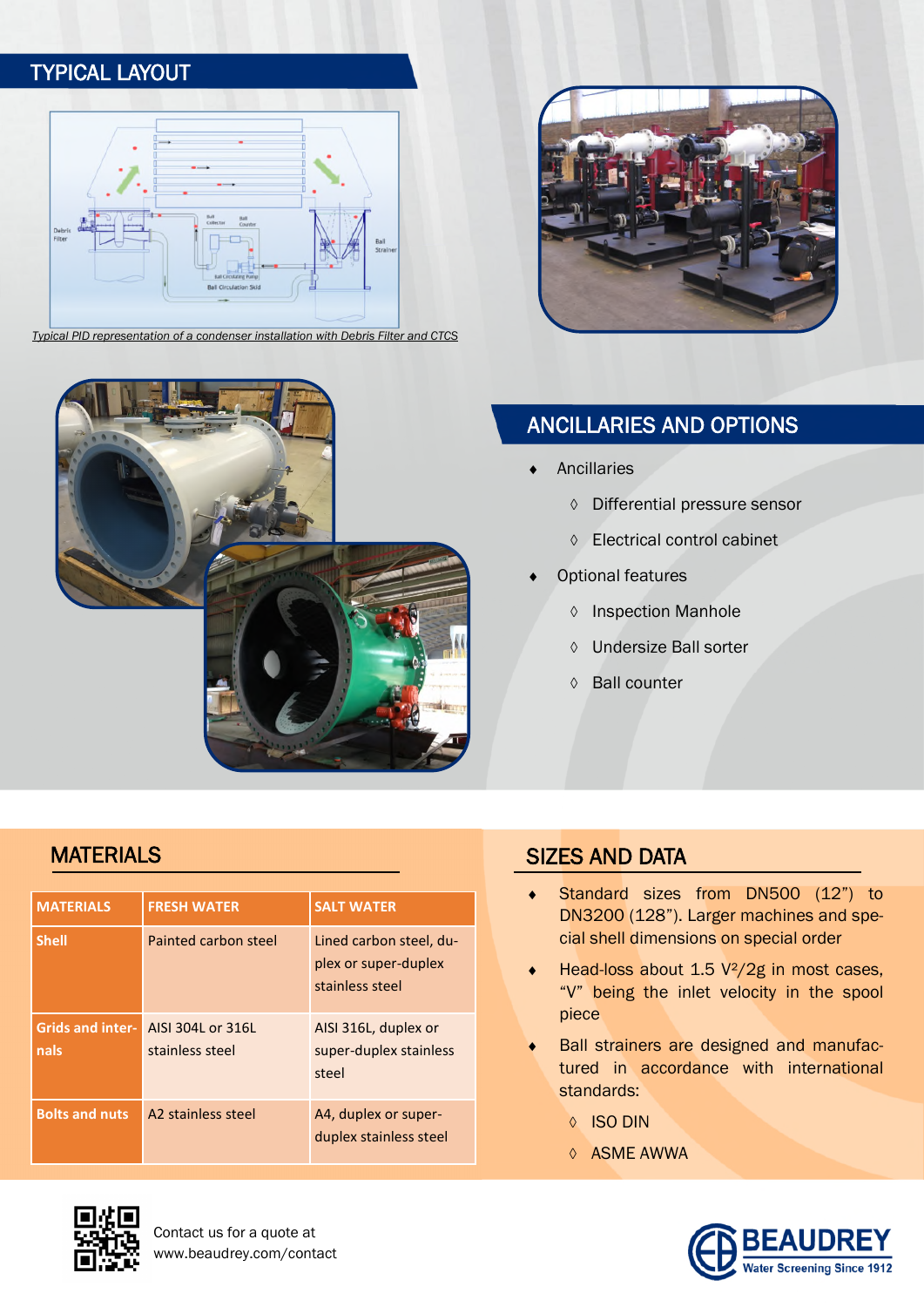## TYPICAL LAYOUT

Debris Filter

Ball Collector

Ball Counter

Ball Circulating Pump

Ball Circulation Skid

Ball Strainer

*Typical PID representation of a condenser installation with Debris Filter and CTCS*

## ANCILLARIES AND OPTIONS

- Ancillaries
  - Differential pressure sensor
  - Electrical control cabinet
- Optional features
  - Inspection Manhole
  - Undersize Ball sorter
  - Ball counter

## MATERIALS

| MATERIALS | FRESH WATER | SALT WATER |
|---|---|---|
| Shell | Painted carbon steel | Lined carbon steel, duplex or super-duplex stainless steel |
| Grids and internals | AISI 304L or 316L stainless steel | AISI 316L, duplex or super-duplex stainless steel |
| Bolts and nuts | A2 stainless steel | A4, duplex or super-duplex stainless steel |

## SIZES AND DATA

- Standard sizes from DN500 (12”) to DN3200 (128”). Larger machines and special shell dimensions on special order
- Head-loss about 1.5 $V^2/2g$ in most cases, “V” being the inlet velocity in the spool piece
- Ball strainers are designed and manufactured in accordance with international standards:
  - ISO DIN
  - ASME AWWA

Contact us for a quote at www.beaudrey.com/contact

BEAUDREY Water Screening Since 1912